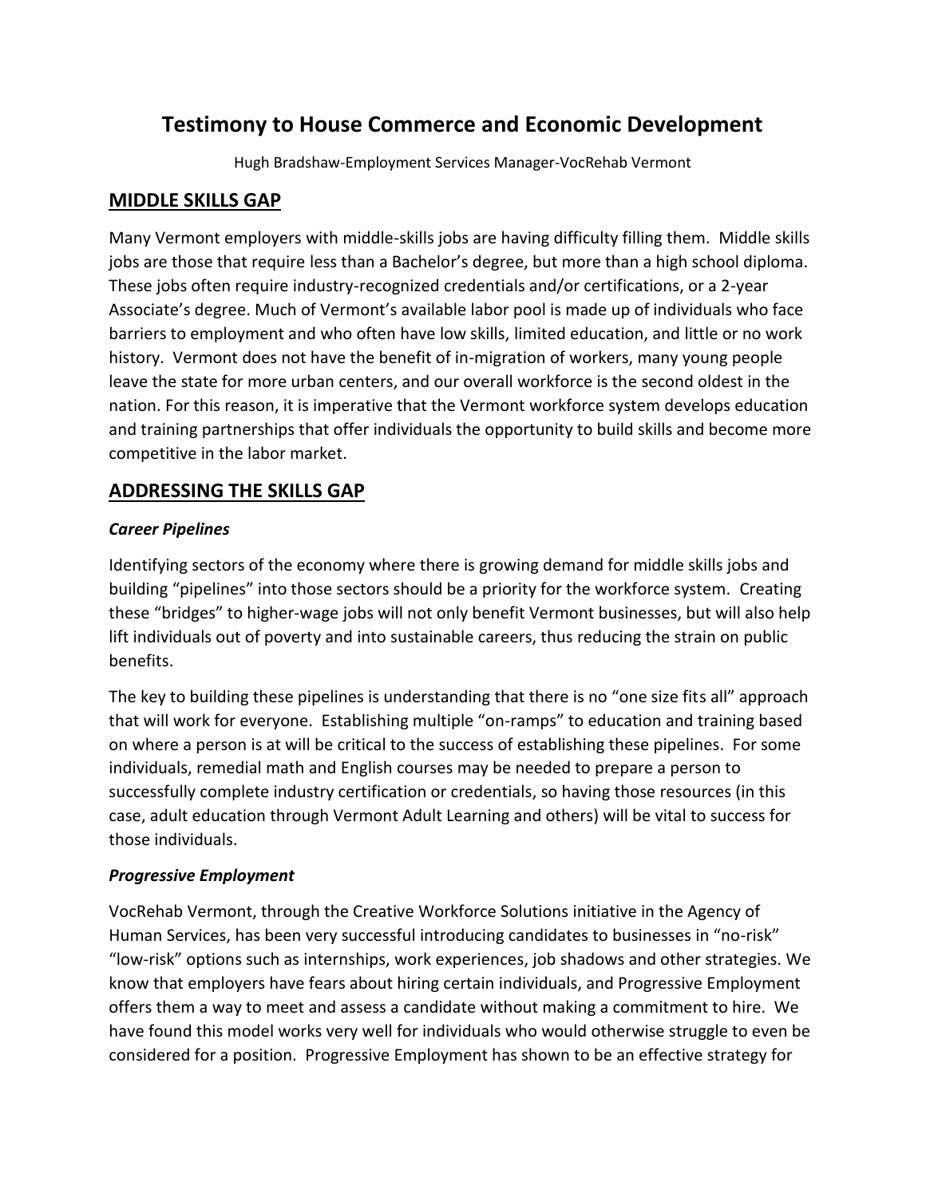# Testimony to House Commerce and Economic Development

Hugh Bradshaw-Employment Services Manager-VocRehab Vermont

## MIDDLE SKILLS GAP

Many Vermont employers with middle-skills jobs are having difficulty filling them. Middle skills jobs are those that require less than a Bachelor's degree, but more than a high school diploma. These jobs often require industry-recognized credentials and/or certifications, or a 2-year Associate's degree. Much of Vermont's available labor pool is made up of individuals who face barriers to employment and who often have low skills, limited education, and little or no work history. Vermont does not have the benefit of in-migration of workers, many young people leave the state for more urban centers, and our overall workforce is the second oldest in the nation. For this reason, it is imperative that the Vermont workforce system develops education and training partnerships that offer individuals the opportunity to build skills and become more competitive in the labor market.

## ADDRESSING THE SKILLS GAP

### *Career Pipelines*

Identifying sectors of the economy where there is growing demand for middle skills jobs and building "pipelines" into those sectors should be a priority for the workforce system. Creating these "bridges" to higher-wage jobs will not only benefit Vermont businesses, but will also help lift individuals out of poverty and into sustainable careers, thus reducing the strain on public benefits.

The key to building these pipelines is understanding that there is no "one size fits all" approach that will work for everyone. Establishing multiple "on-ramps" to education and training based on where a person is at will be critical to the success of establishing these pipelines. For some individuals, remedial math and English courses may be needed to prepare a person to successfully complete industry certification or credentials, so having those resources (in this case, adult education through Vermont Adult Learning and others) will be vital to success for those individuals.

### *Progressive Employment*

VocRehab Vermont, through the Creative Workforce Solutions initiative in the Agency of Human Services, has been very successful introducing candidates to businesses in "no-risk" "low-risk" options such as internships, work experiences, job shadows and other strategies. We know that employers have fears about hiring certain individuals, and Progressive Employment offers them a way to meet and assess a candidate without making a commitment to hire. We have found this model works very well for individuals who would otherwise struggle to even be considered for a position. Progressive Employment has shown to be an effective strategy for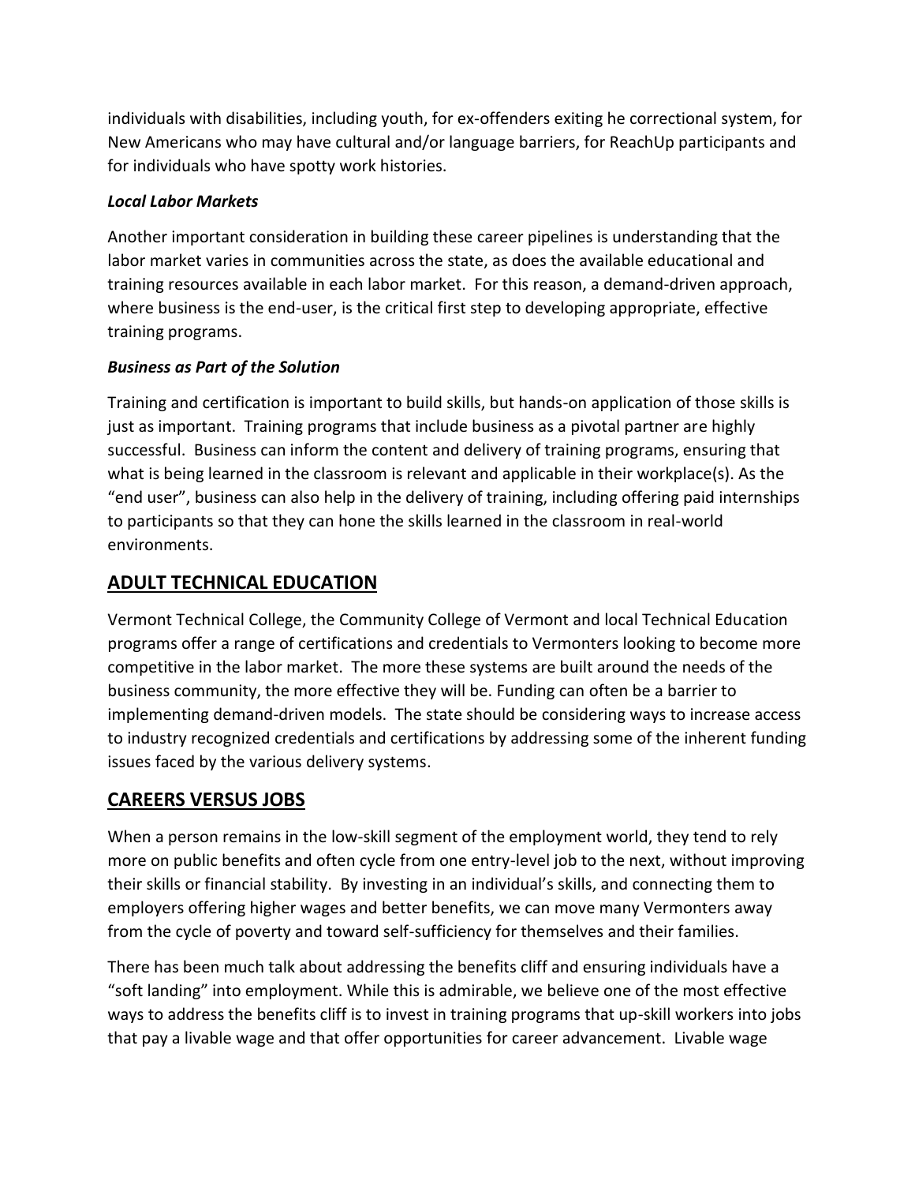individuals with disabilities, including youth, for ex-offenders exiting he correctional system, for New Americans who may have cultural and/or language barriers, for ReachUp participants and for individuals who have spotty work histories.

***Local Labor Markets***

Another important consideration in building these career pipelines is understanding that the labor market varies in communities across the state, as does the available educational and training resources available in each labor market. For this reason, a demand-driven approach, where business is the end-user, is the critical first step to developing appropriate, effective training programs.

***Business as Part of the Solution***

Training and certification is important to build skills, but hands-on application of those skills is just as important. Training programs that include business as a pivotal partner are highly successful. Business can inform the content and delivery of training programs, ensuring that what is being learned in the classroom is relevant and applicable in their workplace(s). As the "end user", business can also help in the delivery of training, including offering paid internships to participants so that they can hone the skills learned in the classroom in real-world environments.

## ADULT TECHNICAL EDUCATION

Vermont Technical College, the Community College of Vermont and local Technical Education programs offer a range of certifications and credentials to Vermonters looking to become more competitive in the labor market. The more these systems are built around the needs of the business community, the more effective they will be. Funding can often be a barrier to implementing demand-driven models. The state should be considering ways to increase access to industry recognized credentials and certifications by addressing some of the inherent funding issues faced by the various delivery systems.

## CAREERS VERSUS JOBS

When a person remains in the low-skill segment of the employment world, they tend to rely more on public benefits and often cycle from one entry-level job to the next, without improving their skills or financial stability. By investing in an individual's skills, and connecting them to employers offering higher wages and better benefits, we can move many Vermonters away from the cycle of poverty and toward self-sufficiency for themselves and their families.

There has been much talk about addressing the benefits cliff and ensuring individuals have a "soft landing" into employment. While this is admirable, we believe one of the most effective ways to address the benefits cliff is to invest in training programs that up-skill workers into jobs that pay a livable wage and that offer opportunities for career advancement. Livable wage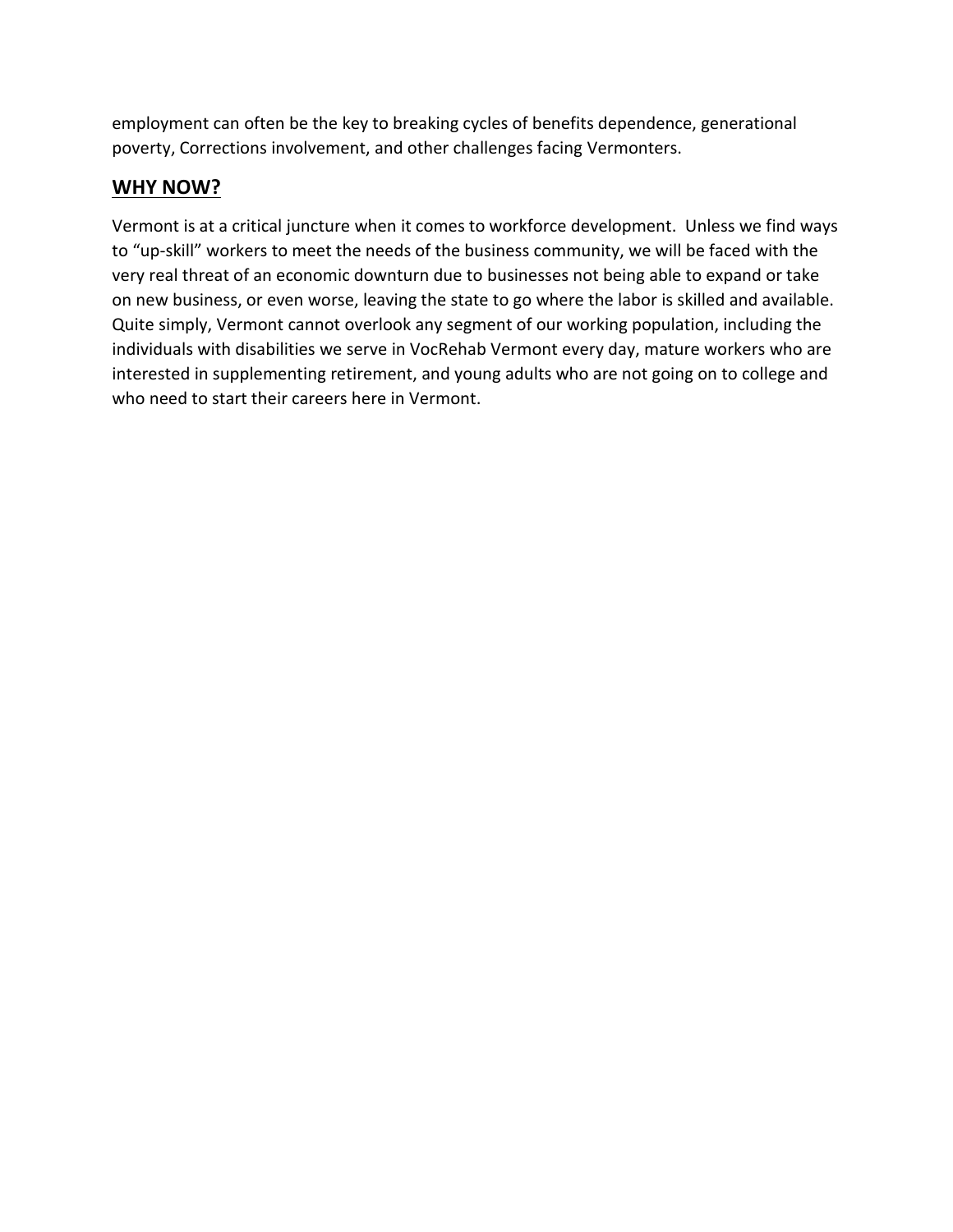employment can often be the key to breaking cycles of benefits dependence, generational poverty, Corrections involvement, and other challenges facing Vermonters.

## WHY NOW?

Vermont is at a critical juncture when it comes to workforce development. Unless we find ways to "up-skill" workers to meet the needs of the business community, we will be faced with the very real threat of an economic downturn due to businesses not being able to expand or take on new business, or even worse, leaving the state to go where the labor is skilled and available. Quite simply, Vermont cannot overlook any segment of our working population, including the individuals with disabilities we serve in VocRehab Vermont every day, mature workers who are interested in supplementing retirement, and young adults who are not going on to college and who need to start their careers here in Vermont.